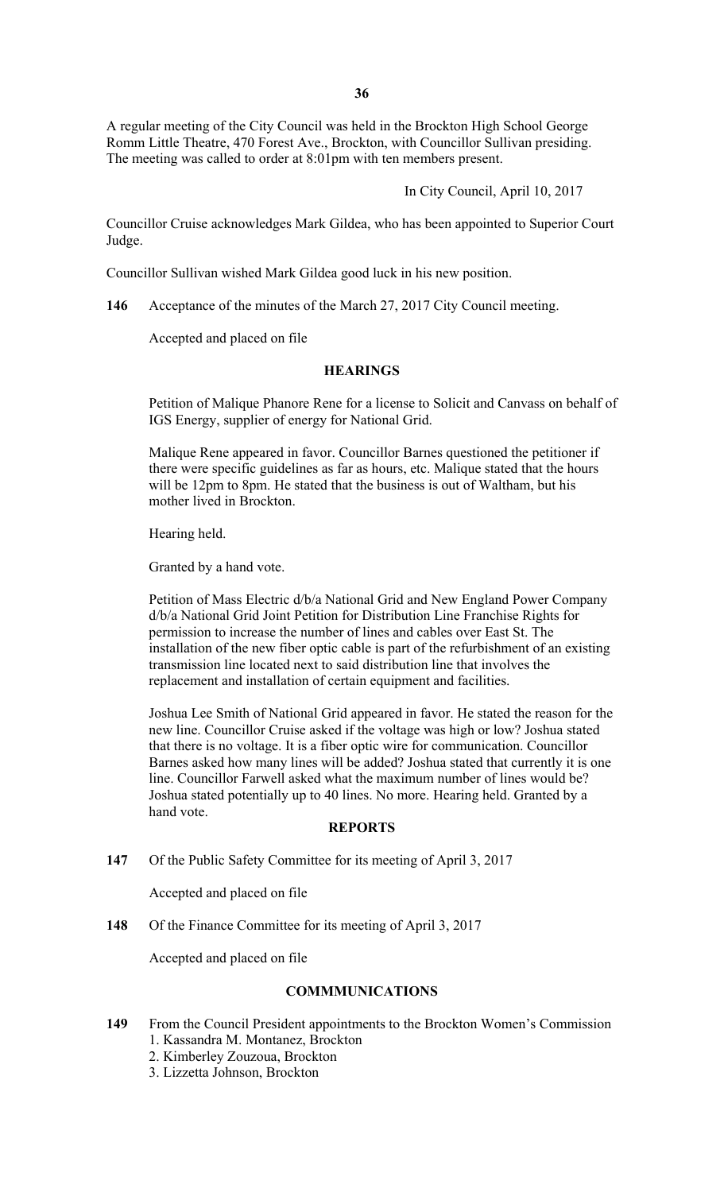A regular meeting of the City Council was held in the Brockton High School George Romm Little Theatre, 470 Forest Ave., Brockton, with Councillor Sullivan presiding. The meeting was called to order at 8:01pm with ten members present.

In City Council, April 10, 2017

Councillor Cruise acknowledges Mark Gildea, who has been appointed to Superior Court Judge.

Councillor Sullivan wished Mark Gildea good luck in his new position.

**146** Acceptance of the minutes of the March 27, 2017 City Council meeting.

Accepted and placed on file

## HEARINGS

Petition of Malique Phanore Rene for a license to Solicit and Canvass on behalf of IGS Energy, supplier of energy for National Grid.

Malique Rene appeared in favor. Councillor Barnes questioned the petitioner if there were specific guidelines as far as hours, etc. Malique stated that the hours will be 12pm to 8pm. He stated that the business is out of Waltham, but his mother lived in Brockton.

Hearing held.

Granted by a hand vote.

Petition of Mass Electric d/b/a National Grid and New England Power Company d/b/a National Grid Joint Petition for Distribution Line Franchise Rights for permission to increase the number of lines and cables over East St. The installation of the new fiber optic cable is part of the refurbishment of an existing transmission line located next to said distribution line that involves the replacement and installation of certain equipment and facilities.

Joshua Lee Smith of National Grid appeared in favor. He stated the reason for the new line. Councillor Cruise asked if the voltage was high or low? Joshua stated that there is no voltage. It is a fiber optic wire for communication. Councillor Barnes asked how many lines will be added? Joshua stated that currently it is one line. Councillor Farwell asked what the maximum number of lines would be? Joshua stated potentially up to 40 lines. No more. Hearing held. Granted by a hand vote.

## REPORTS

**147** Of the Public Safety Committee for its meeting of April 3, 2017

Accepted and placed on file

**148** Of the Finance Committee for its meeting of April 3, 2017

Accepted and placed on file

## COMMMUNICATIONS

**149** From the Council President appointments to the Brockton Women's Commission

1. Kassandra M. Montanez, Brockton
2. Kimberley Zouzoua, Brockton
3. Lizzetta Johnson, Brockton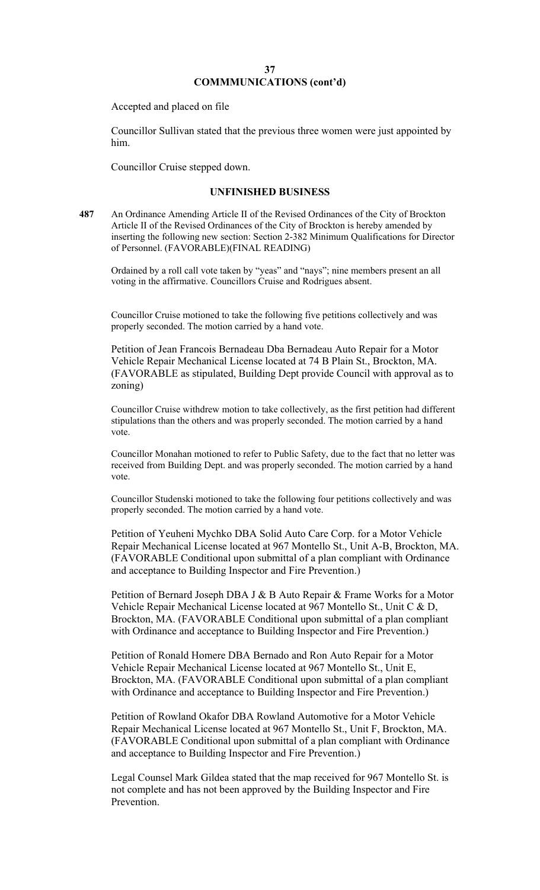## COMMMUNICATIONS (cont'd)

Accepted and placed on file

Councillor Sullivan stated that the previous three women were just appointed by him.

Councillor Cruise stepped down.

## UNFINISHED BUSINESS

**487** An Ordinance Amending Article II of the Revised Ordinances of the City of Brockton Article II of the Revised Ordinances of the City of Brockton is hereby amended by inserting the following new section: Section 2-382 Minimum Qualifications for Director of Personnel. (FAVORABLE)(FINAL READING)

Ordained by a roll call vote taken by "yeas" and "nays"; nine members present an all voting in the affirmative. Councillors Cruise and Rodrigues absent.

Councillor Cruise motioned to take the following five petitions collectively and was properly seconded. The motion carried by a hand vote.

Petition of Jean Francois Bernadeau Dba Bernadeau Auto Repair for a Motor Vehicle Repair Mechanical License located at 74 B Plain St., Brockton, MA. (FAVORABLE as stipulated, Building Dept provide Council with approval as to zoning)

Councillor Cruise withdrew motion to take collectively, as the first petition had different stipulations than the others and was properly seconded. The motion carried by a hand vote.

Councillor Monahan motioned to refer to Public Safety, due to the fact that no letter was received from Building Dept. and was properly seconded. The motion carried by a hand vote.

Councillor Studenski motioned to take the following four petitions collectively and was properly seconded. The motion carried by a hand vote.

Petition of Yeuheni Mychko DBA Solid Auto Care Corp. for a Motor Vehicle Repair Mechanical License located at 967 Montello St., Unit A-B, Brockton, MA. (FAVORABLE Conditional upon submittal of a plan compliant with Ordinance and acceptance to Building Inspector and Fire Prevention.)

Petition of Bernard Joseph DBA J & B Auto Repair & Frame Works for a Motor Vehicle Repair Mechanical License located at 967 Montello St., Unit C & D, Brockton, MA. (FAVORABLE Conditional upon submittal of a plan compliant with Ordinance and acceptance to Building Inspector and Fire Prevention.)

Petition of Ronald Homere DBA Bernado and Ron Auto Repair for a Motor Vehicle Repair Mechanical License located at 967 Montello St., Unit E, Brockton, MA. (FAVORABLE Conditional upon submittal of a plan compliant with Ordinance and acceptance to Building Inspector and Fire Prevention.)

Petition of Rowland Okafor DBA Rowland Automotive for a Motor Vehicle Repair Mechanical License located at 967 Montello St., Unit F, Brockton, MA. (FAVORABLE Conditional upon submittal of a plan compliant with Ordinance and acceptance to Building Inspector and Fire Prevention.)

Legal Counsel Mark Gildea stated that the map received for 967 Montello St. is not complete and has not been approved by the Building Inspector and Fire Prevention.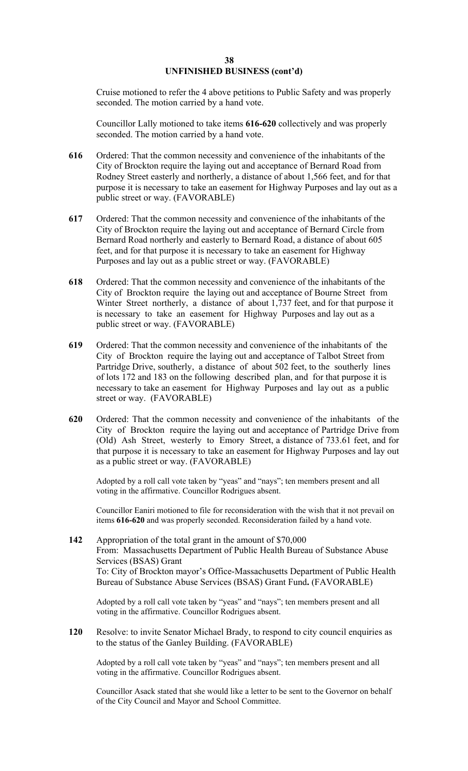## UNFINISHED BUSINESS (cont'd)

Cruise motioned to refer the 4 above petitions to Public Safety and was properly seconded. The motion carried by a hand vote.

Councillor Lally motioned to take items **616-620** collectively and was properly seconded. The motion carried by a hand vote.

**616** Ordered: That the common necessity and convenience of the inhabitants of the City of Brockton require the laying out and acceptance of Bernard Road from Rodney Street easterly and northerly, a distance of about 1,566 feet, and for that purpose it is necessary to take an easement for Highway Purposes and lay out as a public street or way. (FAVORABLE)

**617** Ordered: That the common necessity and convenience of the inhabitants of the City of Brockton require the laying out and acceptance of Bernard Circle from Bernard Road northerly and easterly to Bernard Road, a distance of about 605 feet, and for that purpose it is necessary to take an easement for Highway Purposes and lay out as a public street or way. (FAVORABLE)

**618** Ordered: That the common necessity and convenience of the inhabitants of the City of Brockton require the laying out and acceptance of Bourne Street from Winter Street northerly, a distance of about 1,737 feet, and for that purpose it is necessary to take an easement for Highway Purposes and lay out as a public street or way. (FAVORABLE)

**619** Ordered: That the common necessity and convenience of the inhabitants of the City of Brockton require the laying out and acceptance of Talbot Street from Partridge Drive, southerly, a distance of about 502 feet, to the southerly lines of lots 172 and 183 on the following described plan, and for that purpose it is necessary to take an easement for Highway Purposes and lay out as a public street or way. (FAVORABLE)

**620** Ordered: That the common necessity and convenience of the inhabitants of the City of Brockton require the laying out and acceptance of Partridge Drive from (Old) Ash Street, westerly to Emory Street, a distance of 733.61 feet, and for that purpose it is necessary to take an easement for Highway Purposes and lay out as a public street or way. (FAVORABLE)

Adopted by a roll call vote taken by "yeas" and "nays"; ten members present and all voting in the affirmative. Councillor Rodrigues absent.

Councillor Eaniri motioned to file for reconsideration with the wish that it not prevail on items **616-620** and was properly seconded. Reconsideration failed by a hand vote.

**142** Appropriation of the total grant in the amount of $70,000
From: Massachusetts Department of Public Health Bureau of Substance Abuse Services (BSAS) Grant
To: City of Brockton mayor's Office-Massachusetts Department of Public Health Bureau of Substance Abuse Services (BSAS) Grant Fund**.** (FAVORABLE)

Adopted by a roll call vote taken by "yeas" and "nays"; ten members present and all voting in the affirmative. Councillor Rodrigues absent.

**120** Resolve: to invite Senator Michael Brady, to respond to city council enquiries as to the status of the Ganley Building. (FAVORABLE)

Adopted by a roll call vote taken by "yeas" and "nays"; ten members present and all voting in the affirmative. Councillor Rodrigues absent.

Councillor Asack stated that she would like a letter to be sent to the Governor on behalf of the City Council and Mayor and School Committee.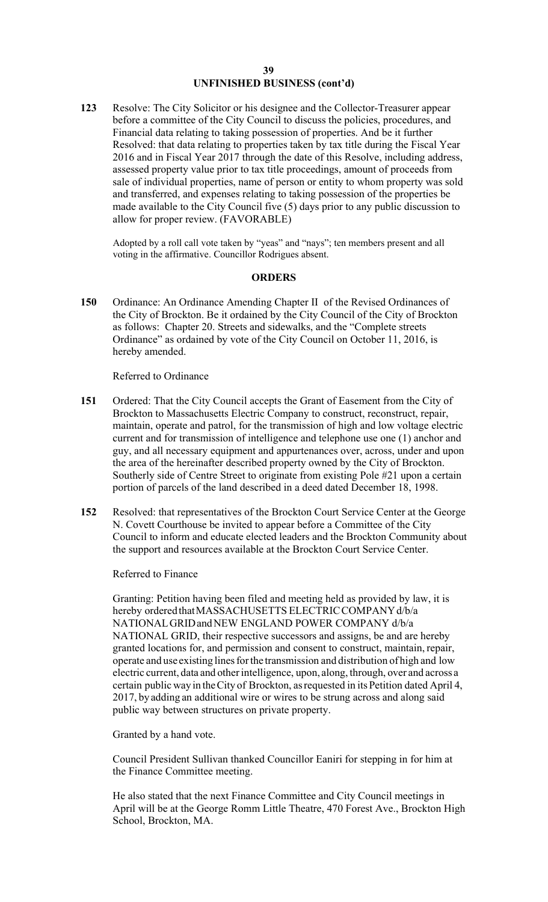## UNFINISHED BUSINESS (cont'd)

**123** Resolve: The City Solicitor or his designee and the Collector-Treasurer appear before a committee of the City Council to discuss the policies, procedures, and Financial data relating to taking possession of properties. And be it further Resolved: that data relating to properties taken by tax title during the Fiscal Year 2016 and in Fiscal Year 2017 through the date of this Resolve, including address, assessed property value prior to tax title proceedings, amount of proceeds from sale of individual properties, name of person or entity to whom property was sold and transferred, and expenses relating to taking possession of the properties be made available to the City Council five (5) days prior to any public discussion to allow for proper review. (FAVORABLE)

Adopted by a roll call vote taken by "yeas" and "nays"; ten members present and all voting in the affirmative. Councillor Rodrigues absent.

## ORDERS

**150** Ordinance: An Ordinance Amending Chapter II of the Revised Ordinances of the City of Brockton. Be it ordained by the City Council of the City of Brockton as follows: Chapter 20. Streets and sidewalks, and the "Complete streets Ordinance" as ordained by vote of the City Council on October 11, 2016, is hereby amended.

Referred to Ordinance

**151** Ordered: That the City Council accepts the Grant of Easement from the City of Brockton to Massachusetts Electric Company to construct, reconstruct, repair, maintain, operate and patrol, for the transmission of high and low voltage electric current and for transmission of intelligence and telephone use one (1) anchor and guy, and all necessary equipment and appurtenances over, across, under and upon the area of the hereinafter described property owned by the City of Brockton. Southerly side of Centre Street to originate from existing Pole #21 upon a certain portion of parcels of the land described in a deed dated December 18, 1998.

**152** Resolved: that representatives of the Brockton Court Service Center at the George N. Covett Courthouse be invited to appear before a Committee of the City Council to inform and educate elected leaders and the Brockton Community about the support and resources available at the Brockton Court Service Center.

Referred to Finance

Granting: Petition having been filed and meeting held as provided by law, it is hereby ordered that MASSACHUSETTS ELECTRIC COMPANY d/b/a NATIONAL GRID and NEW ENGLAND POWER COMPANY d/b/a NATIONAL GRID, their respective successors and assigns, be and are hereby granted locations for, and permission and consent to construct, maintain, repair, operate and use existing lines for the transmission and distribution of high and low electric current, data and other intelligence, upon, along, through, over and across a certain public way in the City of Brockton, as requested in its Petition dated April 4, 2017, by adding an additional wire or wires to be strung across and along said public way between structures on private property.

Granted by a hand vote.

Council President Sullivan thanked Councillor Eaniri for stepping in for him at the Finance Committee meeting.

He also stated that the next Finance Committee and City Council meetings in April will be at the George Romm Little Theatre, 470 Forest Ave., Brockton High School, Brockton, MA.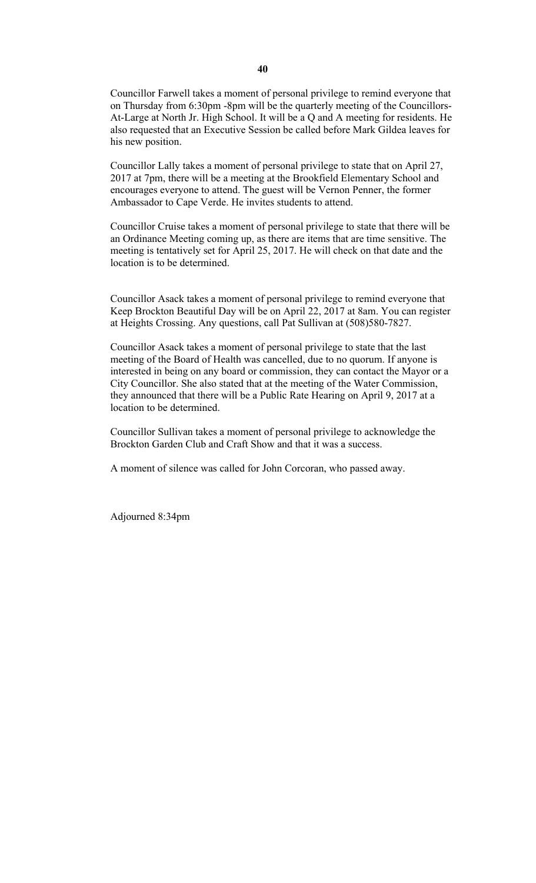Councillor Farwell takes a moment of personal privilege to remind everyone that on Thursday from 6:30pm -8pm will be the quarterly meeting of the Councillors-At-Large at North Jr. High School. It will be a Q and A meeting for residents. He also requested that an Executive Session be called before Mark Gildea leaves for his new position.

Councillor Lally takes a moment of personal privilege to state that on April 27, 2017 at 7pm, there will be a meeting at the Brookfield Elementary School and encourages everyone to attend. The guest will be Vernon Penner, the former Ambassador to Cape Verde. He invites students to attend.

Councillor Cruise takes a moment of personal privilege to state that there will be an Ordinance Meeting coming up, as there are items that are time sensitive. The meeting is tentatively set for April 25, 2017. He will check on that date and the location is to be determined.

Councillor Asack takes a moment of personal privilege to remind everyone that Keep Brockton Beautiful Day will be on April 22, 2017 at 8am. You can register at Heights Crossing. Any questions, call Pat Sullivan at (508)580-7827.

Councillor Asack takes a moment of personal privilege to state that the last meeting of the Board of Health was cancelled, due to no quorum. If anyone is interested in being on any board or commission, they can contact the Mayor or a City Councillor. She also stated that at the meeting of the Water Commission, they announced that there will be a Public Rate Hearing on April 9, 2017 at a location to be determined.

Councillor Sullivan takes a moment of personal privilege to acknowledge the Brockton Garden Club and Craft Show and that it was a success.

A moment of silence was called for John Corcoran, who passed away.

Adjourned 8:34pm